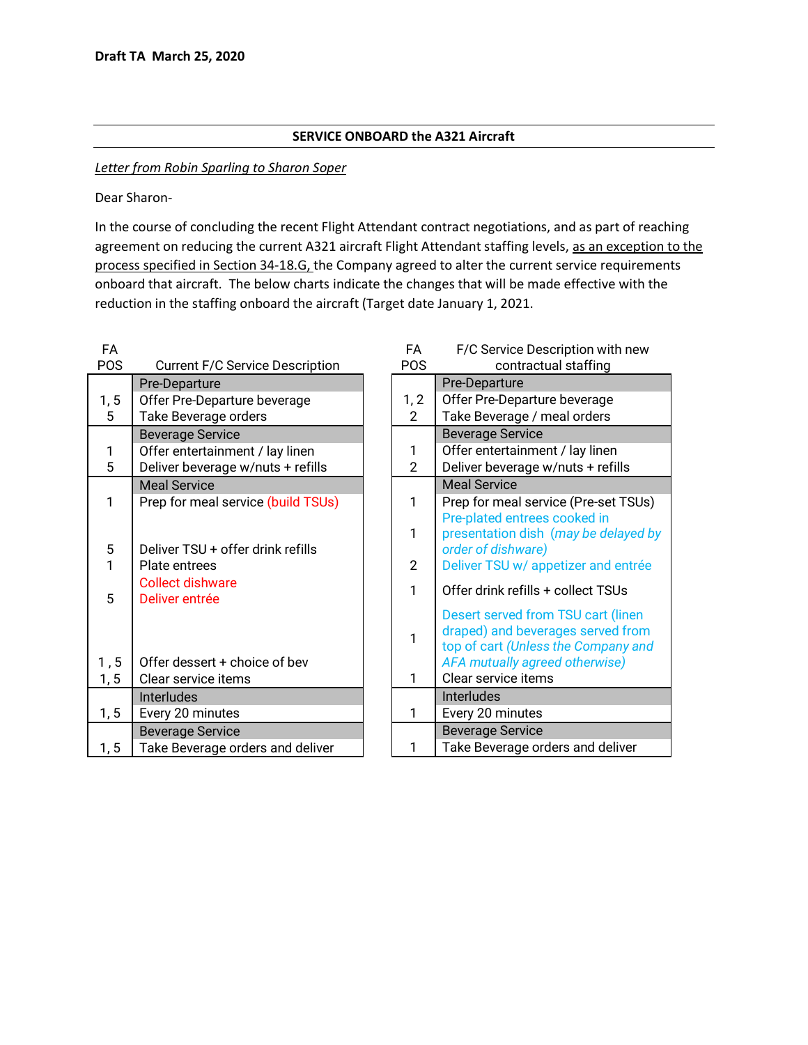**Draft TA March 25, 2020**

**SERVICE ONBOARD the A321 Aircraft**

*Letter from Robin Sparling to Sharon Soper*

Dear Sharon-

In the course of concluding the recent Flight Attendant contract negotiations, and as part of reaching agreement on reducing the current A321 aircraft Flight Attendant staffing levels, as an exception to the process specified in Section 34-18.G, the Company agreed to alter the current service requirements onboard that aircraft. The below charts indicate the changes that will be made effective with the reduction in the staffing onboard the aircraft (Target date January 1, 2021.

| FA POS | Current F/C Service Description |
|---|---|
| | **Pre-Departure** |
| 1, 5 | Offer Pre-Departure beverage |
| 5 | Take Beverage orders |
| | **Beverage Service** |
| 1 | Offer entertainment / lay linen |
| 5 | Deliver beverage w/nuts + refills |
| | **Meal Service** |
| 1 | Prep for meal service (build TSUs) |
| 5 | Deliver TSU + offer drink refills |
| 1 | Plate entrees |
| | Collect dishware |
| 5 | Deliver entrée |
| 1 , 5 | Offer dessert + choice of bev |
| 1, 5 | Clear service items |
| | **Interludes** |
| 1, 5 | Every 20 minutes |
| | **Beverage Service** |
| 1, 5 | Take Beverage orders and deliver |

| FA POS | F/C Service Description with new contractual staffing |
|---|---|
| | **Pre-Departure** |
| 1, 2 | Offer Pre-Departure beverage |
| 2 | Take Beverage / meal orders |
| | **Beverage Service** |
| 1 | Offer entertainment / lay linen |
| 2 | Deliver beverage w/nuts + refills |
| | **Meal Service** |
| 1 | Prep for meal service (Pre-set TSUs) |
| 1 | Pre-plated entrees cooked in presentation dish *(may be delayed by order of dishware)* |
| 2 | Deliver TSU w/ appetizer and entrée |
| 1 | Offer drink refills + collect TSUs |
| 1 | Desert served from TSU cart (linen draped) and beverages served from top of cart *(Unless the Company and AFA mutually agreed otherwise)* |
| 1 | Clear service items |
| | **Interludes** |
| 1 | Every 20 minutes |
| | **Beverage Service** |
| 1 | Take Beverage orders and deliver |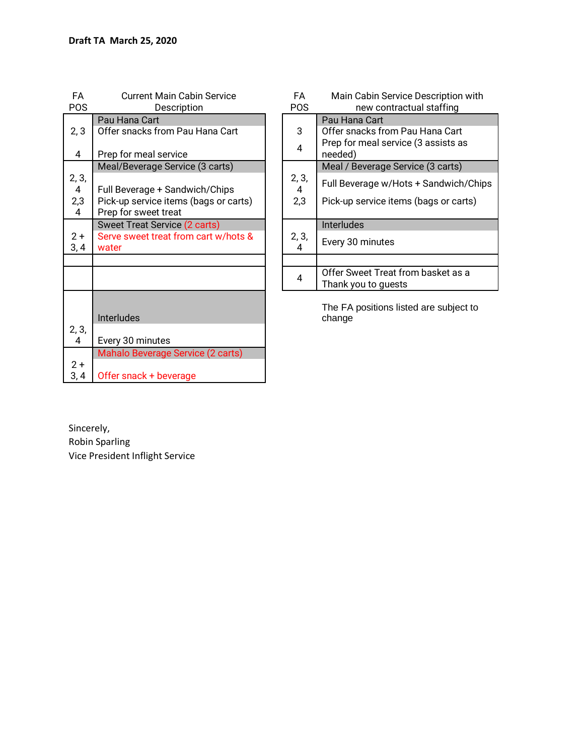**Draft TA March 25, 2020**

| FA POS | Current Main Cabin Service Description |
|---|---|
| | Pau Hana Cart |
| 2, 3 | Offer snacks from Pau Hana Cart |
| 4 | Prep for meal service |
| | Meal/Beverage Service (3 carts) |
| 2, 3, 4 | Full Beverage + Sandwich/Chips |
| 2,3 | Pick-up service items (bags or carts) |
| 4 | Prep for sweet treat |
| | Sweet Treat Service (2 carts) |
| 2 + 3, 4 | Serve sweet treat from cart w/hots & water |
| | |
| | |
| | Interludes |
| 2, 3, 4 | Every 30 minutes |
| | Mahalo Beverage Service (2 carts) |
| 2 + 3, 4 | Offer snack + beverage |

| FA POS | Main Cabin Service Description with new contractual staffing |
|---|---|
| | Pau Hana Cart |
| 3 | Offer snacks from Pau Hana Cart |
| 4 | Prep for meal service (3 assists as needed) |
| | Meal / Beverage Service (3 carts) |
| 2, 3, 4 | Full Beverage w/Hots + Sandwich/Chips |
| 2,3 | Pick-up service items (bags or carts) |
| | Interludes |
| 2, 3, 4 | Every 30 minutes |
| | |
| 4 | Offer Sweet Treat from basket as a Thank you to guests |

The FA positions listed are subject to change

Sincerely,
Robin Sparling
Vice President Inflight Service